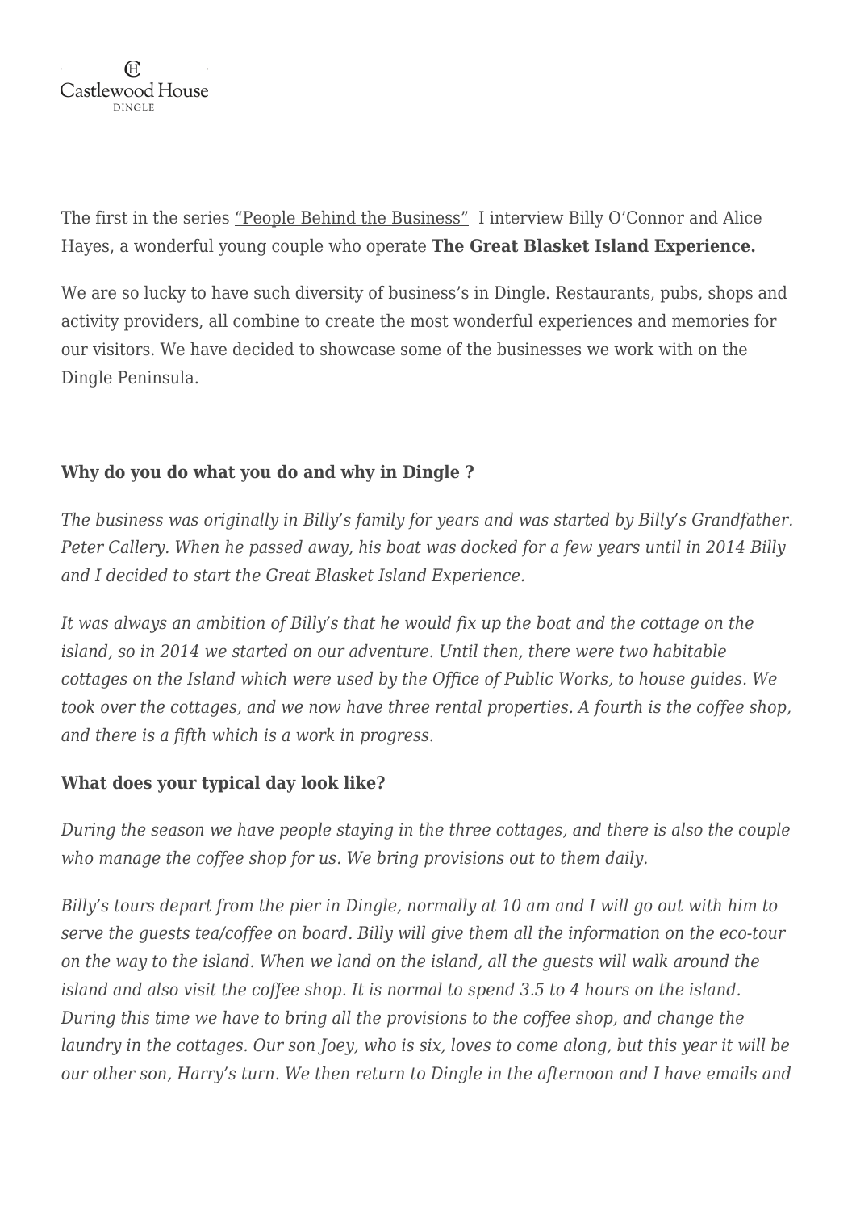The first in the series "People Behind the Business" I interview Billy O'Connor and Alice Hayes, a wonderful young couple who operate **The Great Blasket Island Experience.**

We are so lucky to have such diversity of business's in Dingle. Restaurants, pubs, shops and activity providers, all combine to create the most wonderful experiences and memories for our visitors. We have decided to showcase some of the businesses we work with on the Dingle Peninsula.

**Why do you do what you do and why in Dingle ?**

*The business was originally in Billy's family for years and was started by Billy's Grandfather. Peter Callery. When he passed away, his boat was docked for a few years until in 2014 Billy and I decided to start the Great Blasket Island Experience.*

*It was always an ambition of Billy's that he would fix up the boat and the cottage on the island, so in 2014 we started on our adventure. Until then, there were two habitable cottages on the Island which were used by the Office of Public Works, to house guides. We took over the cottages, and we now have three rental properties. A fourth is the coffee shop, and there is a fifth which is a work in progress.*

**What does your typical day look like?**

*During the season we have people staying in the three cottages, and there is also the couple who manage the coffee shop for us. We bring provisions out to them daily.*

*Billy's tours depart from the pier in Dingle, normally at 10 am and I will go out with him to serve the guests tea/coffee on board. Billy will give them all the information on the eco-tour on the way to the island. When we land on the island, all the guests will walk around the island and also visit the coffee shop. It is normal to spend 3.5 to 4 hours on the island. During this time we have to bring all the provisions to the coffee shop, and change the laundry in the cottages. Our son Joey, who is six, loves to come along, but this year it will be our other son, Harry's turn. We then return to Dingle in the afternoon and I have emails and*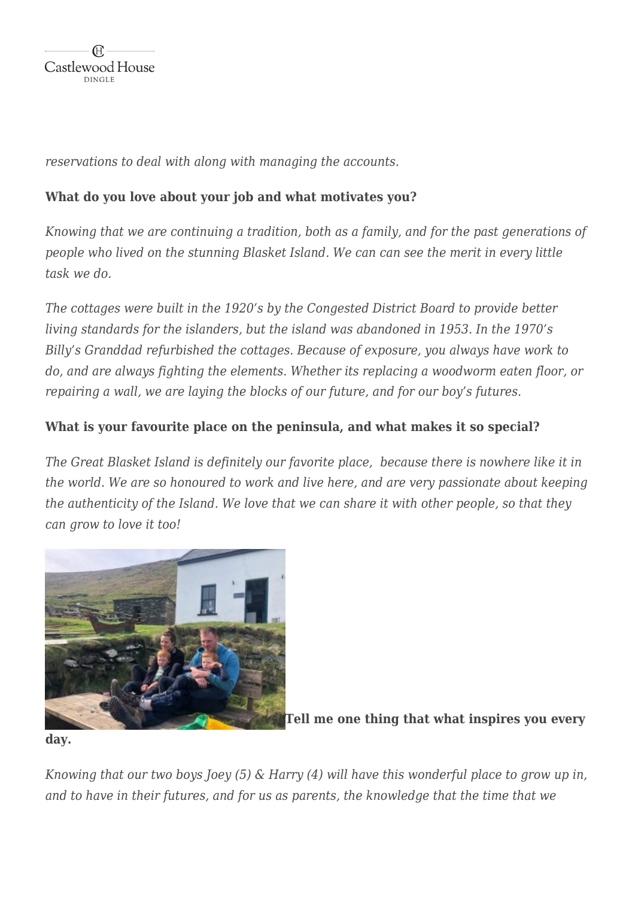*reservations to deal with along with managing the accounts.*

**What do you love about your job and what motivates you?**

*Knowing that we are continuing a tradition, both as a family, and for the past generations of people who lived on the stunning Blasket Island. We can can see the merit in every little task we do.*

*The cottages were built in the 1920's by the Congested District Board to provide better living standards for the islanders, but the island was abandoned in 1953. In the 1970's Billy's Granddad refurbished the cottages. Because of exposure, you always have work to do, and are always fighting the elements. Whether its replacing a woodworm eaten floor, or repairing a wall, we are laying the blocks of our future, and for our boy's futures.*

**What is your favourite place on the peninsula, and what makes it so special?**

*The Great Blasket Island is definitely our favorite place, because there is nowhere like it in the world. We are so honoured to work and live here, and are very passionate about keeping the authenticity of the Island. We love that we can share it with other people, so that they can grow to love it too!*

**Tell me one thing that what inspires you every day.**

*Knowing that our two boys Joey (5) & Harry (4) will have this wonderful place to grow up in, and to have in their futures, and for us as parents, the knowledge that the time that we*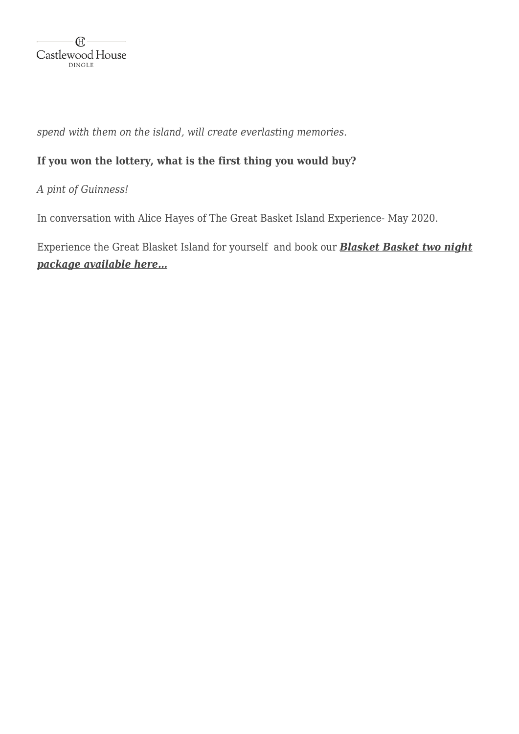*spend with them on the island, will create everlasting memories.*

**If you won the lottery, what is the first thing you would buy?**

*A pint of Guinness!*

In conversation with Alice Hayes of The Great Basket Island Experience- May 2020.

Experience the Great Blasket Island for yourself and book our ***Blasket Basket two night package available here…***